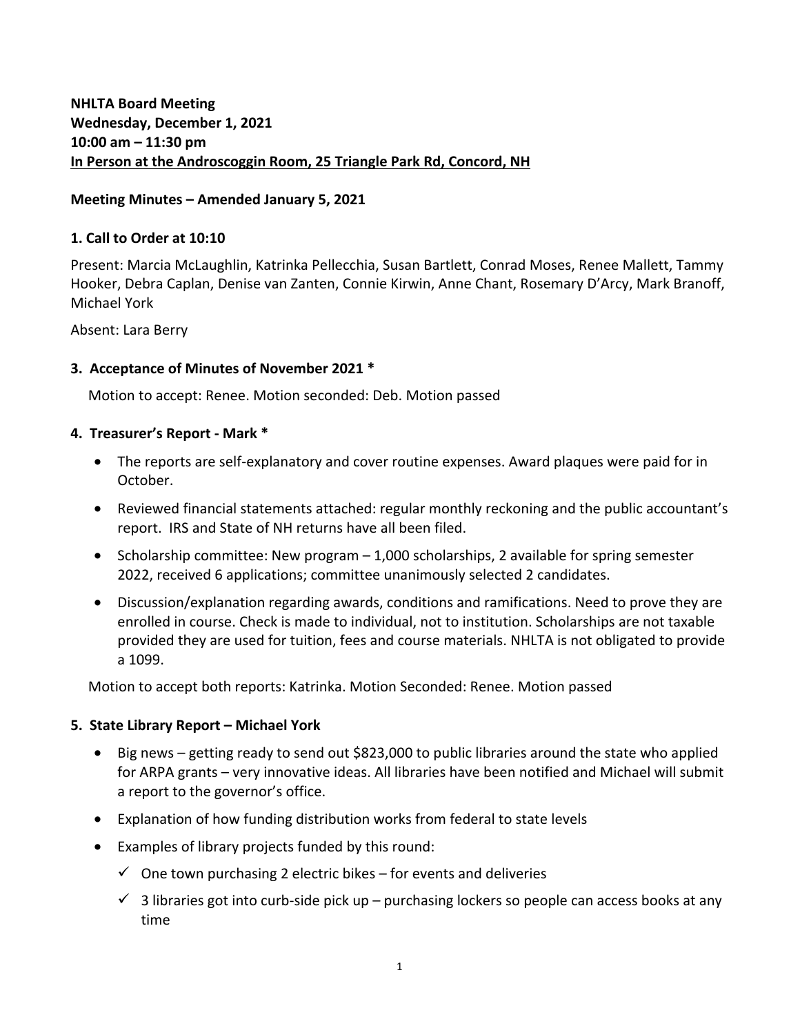**NHLTA Board Meeting**
**Wednesday, December 1, 2021**
**10:00 am – 11:30 pm**
**In Person at the Androscoggin Room, 25 Triangle Park Rd, Concord, NH**

**Meeting Minutes – Amended January 5, 2021**

## 1. Call to Order at 10:10

Present: Marcia McLaughlin, Katrinka Pellecchia, Susan Bartlett, Conrad Moses, Renee Mallett, Tammy Hooker, Debra Caplan, Denise van Zanten, Connie Kirwin, Anne Chant, Rosemary D'Arcy, Mark Branoff, Michael York

Absent: Lara Berry

## 3. Acceptance of Minutes of November 2021 *

Motion to accept: Renee. Motion seconded: Deb. Motion passed

## 4. Treasurer's Report - Mark *

- The reports are self-explanatory and cover routine expenses. Award plaques were paid for in October.
- Reviewed financial statements attached: regular monthly reckoning and the public accountant's report. IRS and State of NH returns have all been filed.
- Scholarship committee: New program – 1,000 scholarships, 2 available for spring semester 2022, received 6 applications; committee unanimously selected 2 candidates.
- Discussion/explanation regarding awards, conditions and ramifications. Need to prove they are enrolled in course. Check is made to individual, not to institution. Scholarships are not taxable provided they are used for tuition, fees and course materials. NHLTA is not obligated to provide a 1099.

Motion to accept both reports: Katrinka. Motion Seconded: Renee. Motion passed

## 5. State Library Report – Michael York

- Big news – getting ready to send out $823,000 to public libraries around the state who applied for ARPA grants – very innovative ideas. All libraries have been notified and Michael will submit a report to the governor's office.
- Explanation of how funding distribution works from federal to state levels
- Examples of library projects funded by this round:
  - ✓ One town purchasing 2 electric bikes – for events and deliveries
  - ✓ 3 libraries got into curb-side pick up – purchasing lockers so people can access books at any time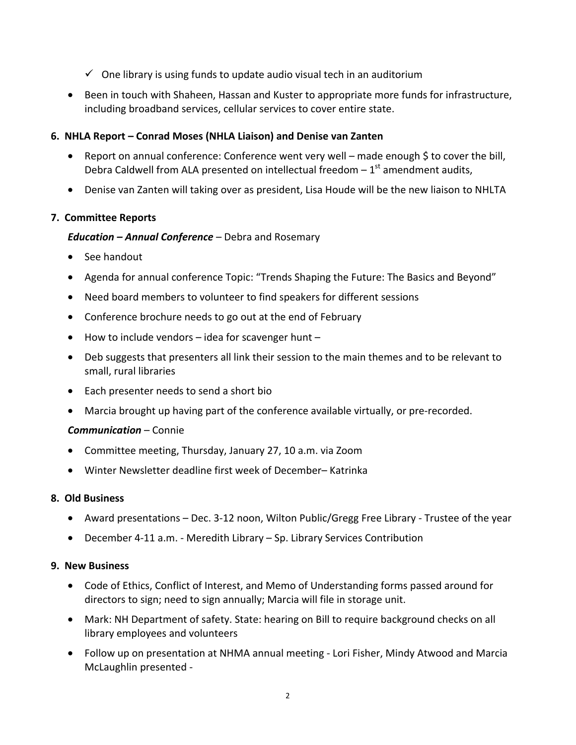- ✓ One library is using funds to update audio visual tech in an auditorium
- Been in touch with Shaheen, Hassan and Kuster to appropriate more funds for infrastructure, including broadband services, cellular services to cover entire state.

**6. NHLA Report – Conrad Moses (NHLA Liaison) and Denise van Zanten**

- Report on annual conference: Conference went very well – made enough $ to cover the bill, Debra Caldwell from ALA presented on intellectual freedom – 1st amendment audits,
- Denise van Zanten will taking over as president, Lisa Houde will be the new liaison to NHLTA

**7. Committee Reports**

***Education – Annual Conference*** – Debra and Rosemary

- See handout
- Agenda for annual conference Topic: "Trends Shaping the Future: The Basics and Beyond"
- Need board members to volunteer to find speakers for different sessions
- Conference brochure needs to go out at the end of February
- How to include vendors – idea for scavenger hunt –
- Deb suggests that presenters all link their session to the main themes and to be relevant to small, rural libraries
- Each presenter needs to send a short bio
- Marcia brought up having part of the conference available virtually, or pre-recorded.

***Communication*** – Connie

- Committee meeting, Thursday, January 27, 10 a.m. via Zoom
- Winter Newsletter deadline first week of December– Katrinka

**8. Old Business**

- Award presentations – Dec. 3-12 noon, Wilton Public/Gregg Free Library - Trustee of the year
- December 4-11 a.m. - Meredith Library – Sp. Library Services Contribution

**9. New Business**

- Code of Ethics, Conflict of Interest, and Memo of Understanding forms passed around for directors to sign; need to sign annually; Marcia will file in storage unit.
- Mark: NH Department of safety. State: hearing on Bill to require background checks on all library employees and volunteers
- Follow up on presentation at NHMA annual meeting - Lori Fisher, Mindy Atwood and Marcia McLaughlin presented -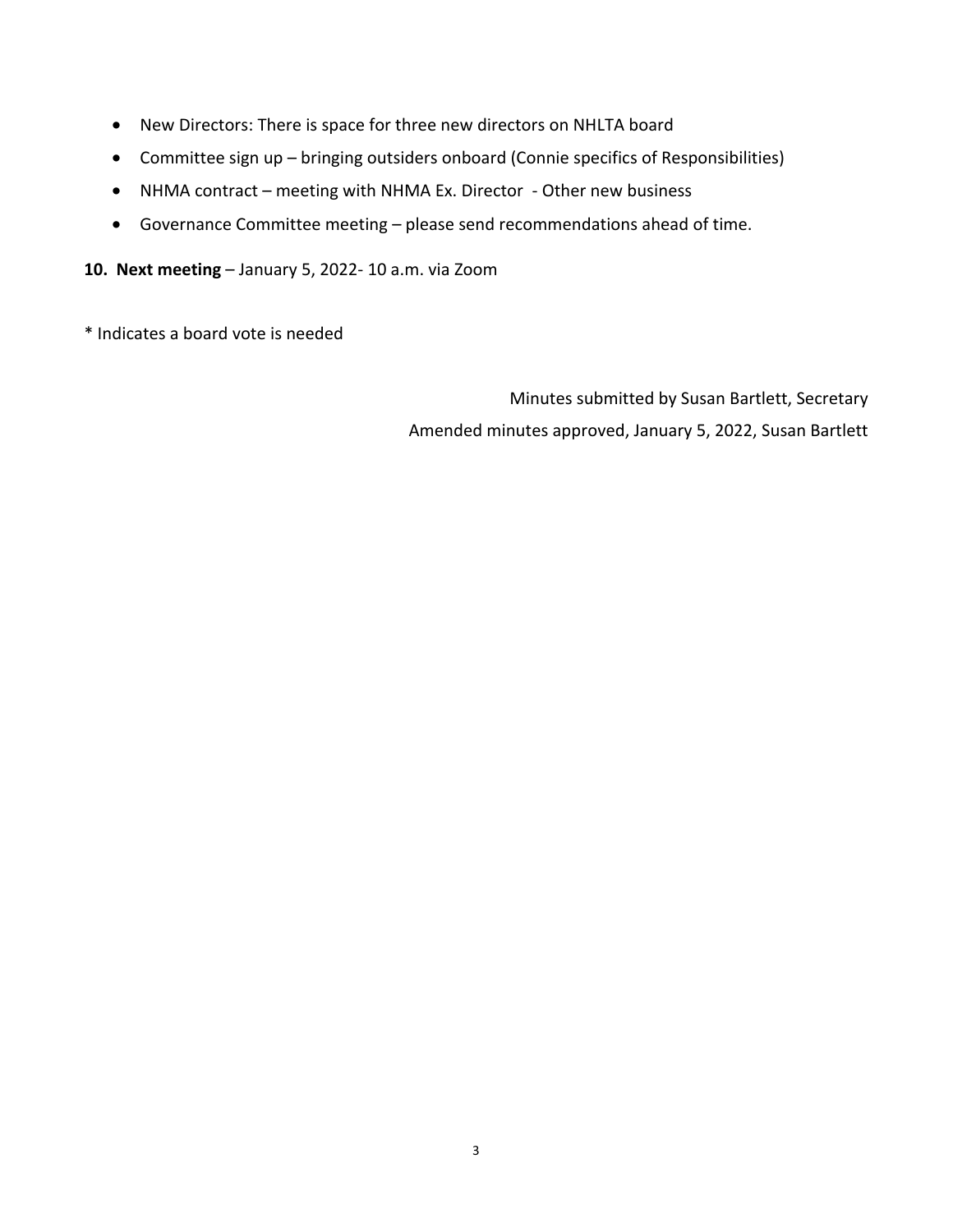- New Directors: There is space for three new directors on NHLTA board
- Committee sign up – bringing outsiders onboard (Connie specifics of Responsibilities)
- NHMA contract – meeting with NHMA Ex. Director - Other new business
- Governance Committee meeting – please send recommendations ahead of time.

**10. Next meeting** – January 5, 2022- 10 a.m. via Zoom

* Indicates a board vote is needed

Minutes submitted by Susan Bartlett, Secretary

Amended minutes approved, January 5, 2022, Susan Bartlett